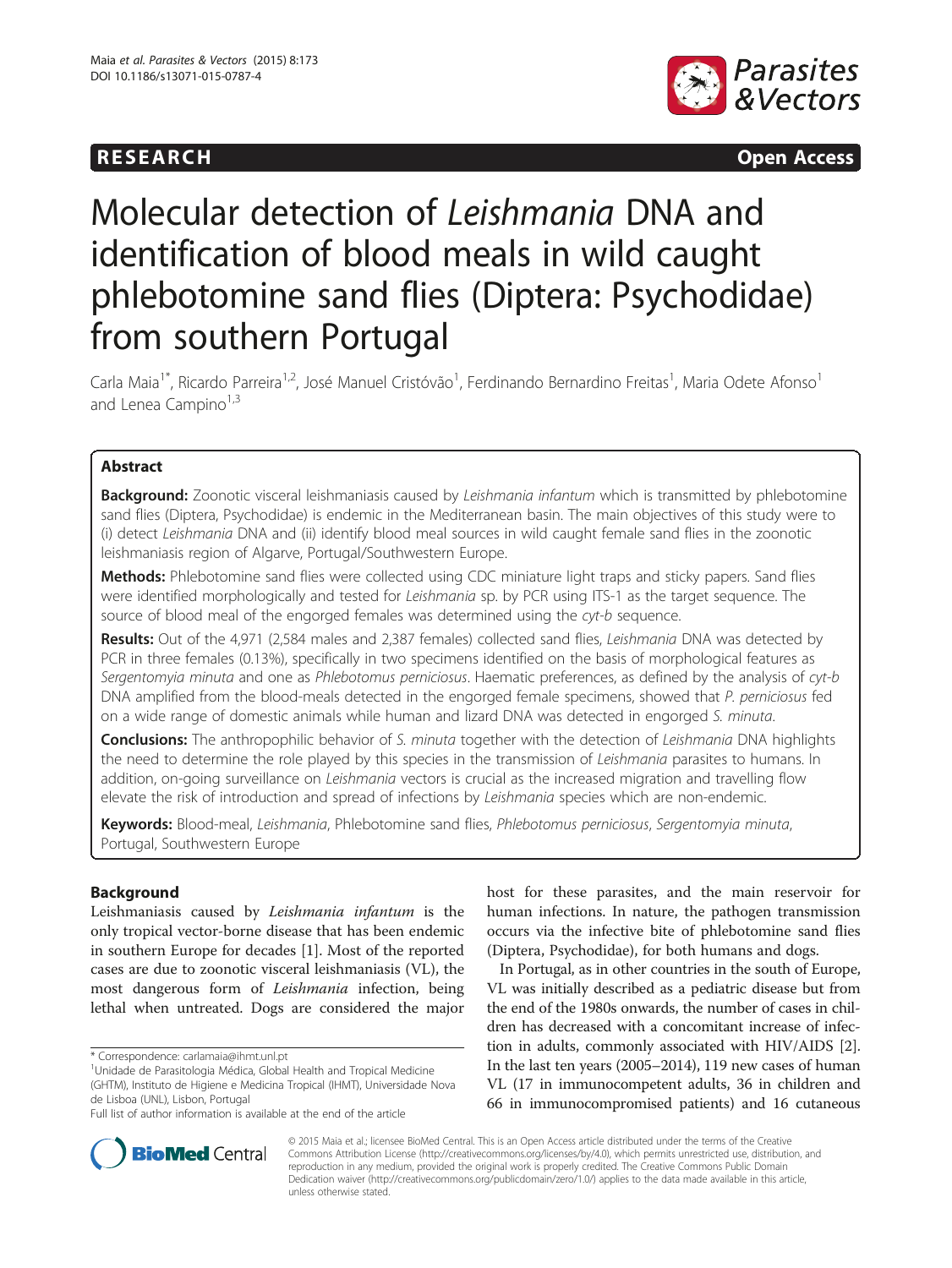**RESEARCH** **Open Access**

# Molecular detection of *Leishmania* DNA and identification of blood meals in wild caught phlebotomine sand flies (Diptera: Psychodidae) from southern Portugal

Carla Maia[1*], Ricardo Parreira[1,2], José Manuel Cristóvão[1], Ferdinando Bernardino Freitas[1], Maria Odete Afonso[1] and Lenea Campino[1,3]

## Abstract

**Background:** Zoonotic visceral leishmaniasis caused by *Leishmania infantum* which is transmitted by phlebotomine sand flies (Diptera, Psychodidae) is endemic in the Mediterranean basin. The main objectives of this study were to (i) detect *Leishmania* DNA and (ii) identify blood meal sources in wild caught female sand flies in the zoonotic leishmaniasis region of Algarve, Portugal/Southwestern Europe.

**Methods:** Phlebotomine sand flies were collected using CDC miniature light traps and sticky papers. Sand flies were identified morphologically and tested for *Leishmania* sp. by PCR using ITS-1 as the target sequence. The source of blood meal of the engorged females was determined using the *cyt-b* sequence.

**Results:** Out of the 4,971 (2,584 males and 2,387 females) collected sand flies, *Leishmania* DNA was detected by PCR in three females (0.13%), specifically in two specimens identified on the basis of morphological features as *Sergentomyia minuta* and one as *Phlebotomus perniciosus*. Haematic preferences, as defined by the analysis of *cyt-b* DNA amplified from the blood-meals detected in the engorged female specimens, showed that *P. perniciosus* fed on a wide range of domestic animals while human and lizard DNA was detected in engorged *S. minuta*.

**Conclusions:** The anthropophilic behavior of *S. minuta* together with the detection of *Leishmania* DNA highlights the need to determine the role played by this species in the transmission of *Leishmania* parasites to humans. In addition, on-going surveillance on *Leishmania* vectors is crucial as the increased migration and travelling flow elevate the risk of introduction and spread of infections by *Leishmania* species which are non-endemic.

**Keywords:** Blood-meal, *Leishmania*, Phlebotomine sand flies, *Phlebotomus perniciosus*, *Sergentomyia minuta*, Portugal, Southwestern Europe

## Background

Leishmaniasis caused by *Leishmania infantum* is the only tropical vector-borne disease that has been endemic in southern Europe for decades [1]. Most of the reported cases are due to zoonotic visceral leishmaniasis (VL), the most dangerous form of *Leishmania* infection, being lethal when untreated. Dogs are considered the major host for these parasites, and the main reservoir for human infections. In nature, the pathogen transmission occurs via the infective bite of phlebotomine sand flies (Diptera, Psychodidae), for both humans and dogs.

In Portugal, as in other countries in the south of Europe, VL was initially described as a pediatric disease but from the end of the 1980s onwards, the number of cases in children has decreased with a concomitant increase of infection in adults, commonly associated with HIV/AIDS [2]. In the last ten years (2005–2014), 119 new cases of human VL (17 in immunocompetent adults, 36 in children and 66 in immunocompromised patients) and 16 cutaneous

\* Correspondence: carlamaia@ihmt.unl.pt
[1]Unidade de Parasitologia Médica, Global Health and Tropical Medicine (GHTM), Instituto de Higiene e Medicina Tropical (IHMT), Universidade Nova de Lisboa (UNL), Lisbon, Portugal
Full list of author information is available at the end of the article

© 2015 Maia et al.; licensee BioMed Central. This is an Open Access article distributed under the terms of the Creative Commons Attribution License (http://creativecommons.org/licenses/by/4.0), which permits unrestricted use, distribution, and reproduction in any medium, provided the original work is properly credited. The Creative Commons Public Domain Dedication waiver (http://creativecommons.org/publicdomain/zero/1.0/) applies to the data made available in this article, unless otherwise stated.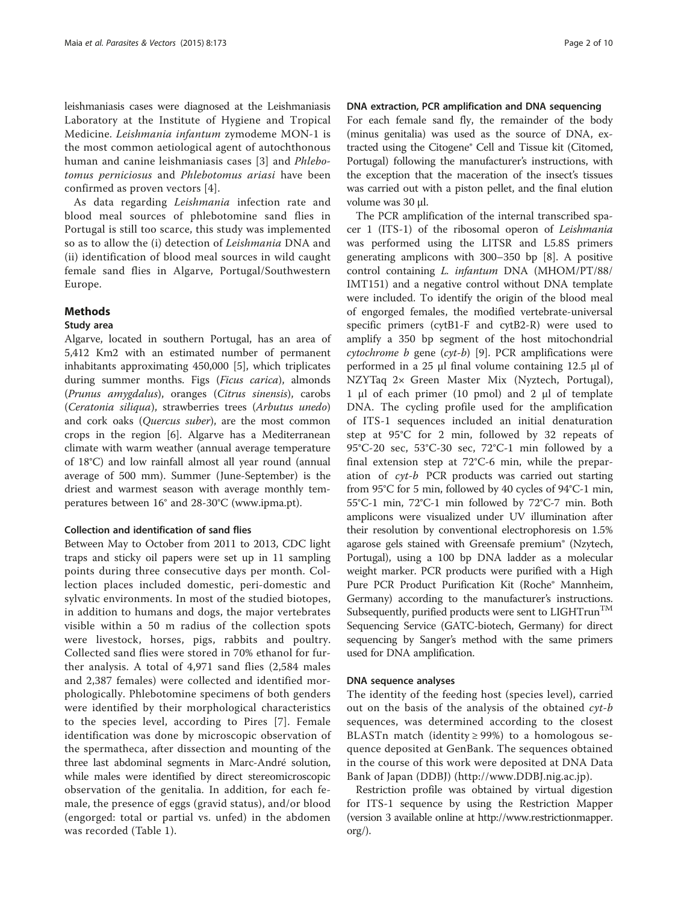leishmaniasis cases were diagnosed at the Leishmaniasis Laboratory at the Institute of Hygiene and Tropical Medicine. *Leishmania infantum* zymodeme MON-1 is the most common aetiological agent of autochthonous human and canine leishmaniasis cases [3] and *Phlebotomus perniciosus* and *Phlebotomus ariasi* have been confirmed as proven vectors [4].

As data regarding *Leishmania* infection rate and blood meal sources of phlebotomine sand flies in Portugal is still too scarce, this study was implemented so as to allow the (i) detection of *Leishmania* DNA and (ii) identification of blood meal sources in wild caught female sand flies in Algarve, Portugal/Southwestern Europe.

## Methods

### Study area

Algarve, located in southern Portugal, has an area of 5,412 Km2 with an estimated number of permanent inhabitants approximating 450,000 [5], which triplicates during summer months. Figs (*Ficus carica*), almonds (*Prunus amygdalus*), oranges (*Citrus sinensis*), carobs (*Ceratonia siliqua*), strawberries trees (*Arbutus unedo*) and cork oaks (*Quercus suber*), are the most common crops in the region [6]. Algarve has a Mediterranean climate with warm weather (annual average temperature of 18°C) and low rainfall almost all year round (annual average of 500 mm). Summer (June-September) is the driest and warmest season with average monthly temperatures between 16° and 28-30°C (www.ipma.pt).

### Collection and identification of sand flies

Between May to October from 2011 to 2013, CDC light traps and sticky oil papers were set up in 11 sampling points during three consecutive days per month. Collection places included domestic, peri-domestic and sylvatic environments. In most of the studied biotopes, in addition to humans and dogs, the major vertebrates visible within a 50 m radius of the collection spots were livestock, horses, pigs, rabbits and poultry. Collected sand flies were stored in 70% ethanol for further analysis. A total of 4,971 sand flies (2,584 males and 2,387 females) were collected and identified morphologically. Phlebotomine specimens of both genders were identified by their morphological characteristics to the species level, according to Pires [7]. Female identification was done by microscopic observation of the spermatheca, after dissection and mounting of the three last abdominal segments in Marc-André solution, while males were identified by direct stereomicroscopic observation of the genitalia. In addition, for each female, the presence of eggs (gravid status), and/or blood (engorged: total or partial vs. unfed) in the abdomen was recorded (Table 1).

### DNA extraction, PCR amplification and DNA sequencing

For each female sand fly, the remainder of the body (minus genitalia) was used as the source of DNA, extracted using the Citogene® Cell and Tissue kit (Citomed, Portugal) following the manufacturer's instructions, with the exception that the maceration of the insect's tissues was carried out with a piston pellet, and the final elution volume was 30 μl.

The PCR amplification of the internal transcribed spacer 1 (ITS-1) of the ribosomal operon of *Leishmania* was performed using the LITSR and L5.8S primers generating amplicons with 300–350 bp [8]. A positive control containing *L. infantum* DNA (MHOM/PT/88/IMT151) and a negative control without DNA template were included. To identify the origin of the blood meal of engorged females, the modified vertebrate-universal specific primers (cytB1-F and cytB2-R) were used to amplify a 350 bp segment of the host mitochondrial *cytochrome b* gene (*cyt-b*) [9]. PCR amplifications were performed in a 25 μl final volume containing 12.5 μl of NZYTaq 2× Green Master Mix (Nyztech, Portugal), 1 μl of each primer (10 pmol) and 2 μl of template DNA. The cycling profile used for the amplification of ITS-1 sequences included an initial denaturation step at 95°C for 2 min, followed by 32 repeats of 95°C-20 sec, 53°C-30 sec, 72°C-1 min followed by a final extension step at 72°C-6 min, while the preparation of *cyt-b* PCR products was carried out starting from 95°C for 5 min, followed by 40 cycles of 94°C-1 min, 55°C-1 min, 72°C-1 min followed by 72°C-7 min. Both amplicons were visualized under UV illumination after their resolution by conventional electrophoresis on 1.5% agarose gels stained with Greensafe premium® (Nzytech, Portugal), using a 100 bp DNA ladder as a molecular weight marker. PCR products were purified with a High Pure PCR Product Purification Kit (Roche® Mannheim, Germany) according to the manufacturer's instructions. Subsequently, purified products were sent to LIGHTrun™ Sequencing Service (GATC-biotech, Germany) for direct sequencing by Sanger's method with the same primers used for DNA amplification.

### DNA sequence analyses

The identity of the feeding host (species level), carried out on the basis of the analysis of the obtained *cyt-b* sequences, was determined according to the closest BLASTn match (identity ≥ 99%) to a homologous sequence deposited at GenBank. The sequences obtained in the course of this work were deposited at DNA Data Bank of Japan (DDBJ) (http://www.DDBJ.nig.ac.jp).

Restriction profile was obtained by virtual digestion for ITS-1 sequence by using the Restriction Mapper (version 3 available online at http://www.restrictionmapper.org/).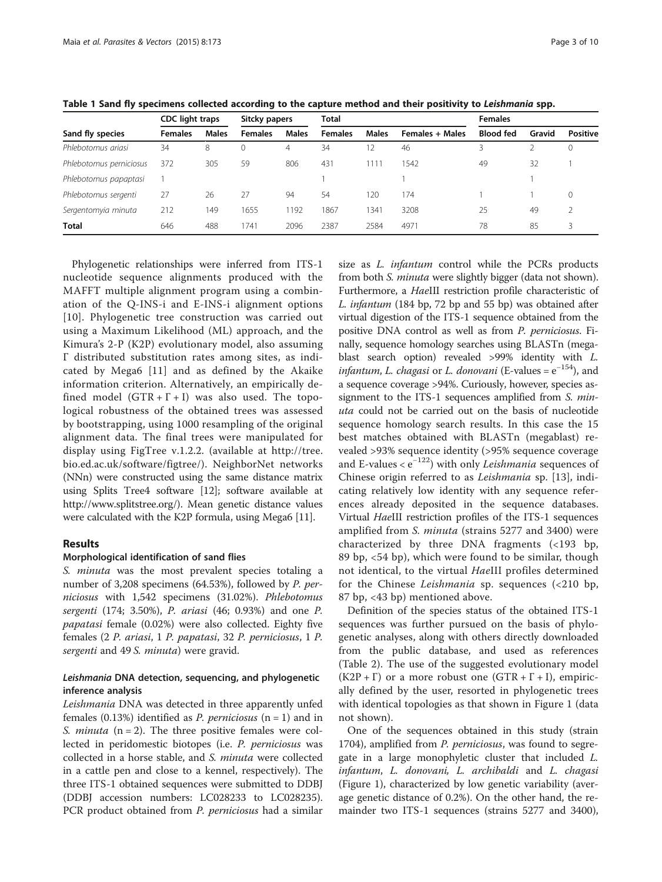**Table 1 Sand fly specimens collected according to the capture method and their positivity to *Leishmania* spp.**

| Sand fly species | CDC light traps | | Sitcky papers | | Total | | | Females | | |
|---|---|---|---|---|---|---|---|---|---|---|
| | Females | Males | Females | Males | Females | Males | Females + Males | Blood fed | Gravid | Positive |
| *Phlebotomus ariasi* | 34 | 8 | 0 | 4 | 34 | 12 | 46 | 3 | 2 | 0 |
| *Phlebotomus perniciosus* | 372 | 305 | 59 | 806 | 431 | 1111 | 1542 | 49 | 32 | 1 |
| *Phlebotomus papaptasi* | 1 | | | | 1 | | 1 | | 1 | |
| *Phlebotomus sergenti* | 27 | 26 | 27 | 94 | 54 | 120 | 174 | 1 | 1 | 0 |
| *Sergentomyia minuta* | 212 | 149 | 1655 | 1192 | 1867 | 1341 | 3208 | 25 | 49 | 2 |
| **Total** | 646 | 488 | 1741 | 2096 | 2387 | 2584 | 4971 | 78 | 85 | 3 |

Phylogenetic relationships were inferred from ITS-1 nucleotide sequence alignments produced with the MAFFT multiple alignment program using a combination of the Q-INS-i and E-INS-i alignment options [10]. Phylogenetic tree construction was carried out using a Maximum Likelihood (ML) approach, and the Kimura's 2-P (K2P) evolutionary model, also assuming Γ distributed substitution rates among sites, as indicated by Mega6 [11] and as defined by the Akaike information criterion. Alternatively, an empirically defined model (GTR + Γ + I) was also used. The topological robustness of the obtained trees was assessed by bootstrapping, using 1000 resampling of the original alignment data. The final trees were manipulated for display using FigTree v.1.2.2. (available at http://tree.bio.ed.ac.uk/software/figtree/). NeighborNet networks (NNn) were constructed using the same distance matrix using Splits Tree4 software [12]; software available at http://www.splitstree.org/). Mean genetic distance values were calculated with the K2P formula, using Mega6 [11].

## Results

### Morphological identification of sand flies

*S. minuta* was the most prevalent species totaling a number of 3,208 specimens (64.53%), followed by *P. perniciosus* with 1,542 specimens (31.02%). *Phlebotomus sergenti* (174; 3.50%), *P. ariasi* (46; 0.93%) and one *P. papatasi* female (0.02%) were also collected. Eighty five females (2 *P. ariasi*, 1 *P. papatasi*, 32 *P. perniciosus*, 1 *P. sergenti* and 49 *S. minuta*) were gravid.

### *Leishmania* DNA detection, sequencing, and phylogenetic inference analysis

*Leishmania* DNA was detected in three apparently unfed females (0.13%) identified as *P. perniciosus* (n = 1) and in *S. minuta* (n = 2). The three positive females were collected in peridomestic biotopes (i.e. *P. perniciosus* was collected in a horse stable, and *S. minuta* were collected in a cattle pen and close to a kennel, respectively). The three ITS-1 obtained sequences were submitted to DDBJ (DDBJ accession numbers: LC028233 to LC028235). PCR product obtained from *P. perniciosus* had a similar size as *L. infantum* control while the PCRs products from both *S. minuta* were slightly bigger (data not shown). Furthermore, a *HaeIII* restriction profile characteristic of *L. infantum* (184 bp, 72 bp and 55 bp) was obtained after virtual digestion of the ITS-1 sequence obtained from the positive DNA control as well as from *P. perniciosus*. Finally, sequence homology searches using BLASTn (megablast search option) revealed >99% identity with *L. infantum*, *L. chagasi* or *L. donovani* (E-values = $e^{-154}$), and a sequence coverage >94%. Curiously, however, species assignment to the ITS-1 sequences amplified from *S. minuta* could not be carried out on the basis of nucleotide sequence homology search results. In this case the 15 best matches obtained with BLASTn (megablast) revealed >93% sequence identity (>95% sequence coverage and E-values < $e^{-122}$) with only *Leishmania* sequences of Chinese origin referred to as *Leishmania* sp. [13], indicating relatively low identity with any sequence references already deposited in the sequence databases. Virtual *HaeIII* restriction profiles of the ITS-1 sequences amplified from *S. minuta* (strains 5277 and 3400) were characterized by three DNA fragments (<193 bp, 89 bp, <54 bp), which were found to be similar, though not identical, to the virtual *HaeIII* profiles determined for the Chinese *Leishmania* sp. sequences (<210 bp, 87 bp, <43 bp) mentioned above.

Definition of the species status of the obtained ITS-1 sequences was further pursued on the basis of phylogenetic analyses, along with others directly downloaded from the public database, and used as references (Table 2). The use of the suggested evolutionary model (K2P + Γ) or a more robust one (GTR + Γ + I), empirically defined by the user, resorted in phylogenetic trees with identical topologies as that shown in Figure 1 (data not shown).

One of the sequences obtained in this study (strain 1704), amplified from *P. perniciosus*, was found to segregate in a large monophyletic cluster that included *L. infantum*, *L. donovani*, *L. archibaldi* and *L. chagasi* (Figure 1), characterized by low genetic variability (average genetic distance of 0.2%). On the other hand, the remainder two ITS-1 sequences (strains 5277 and 3400),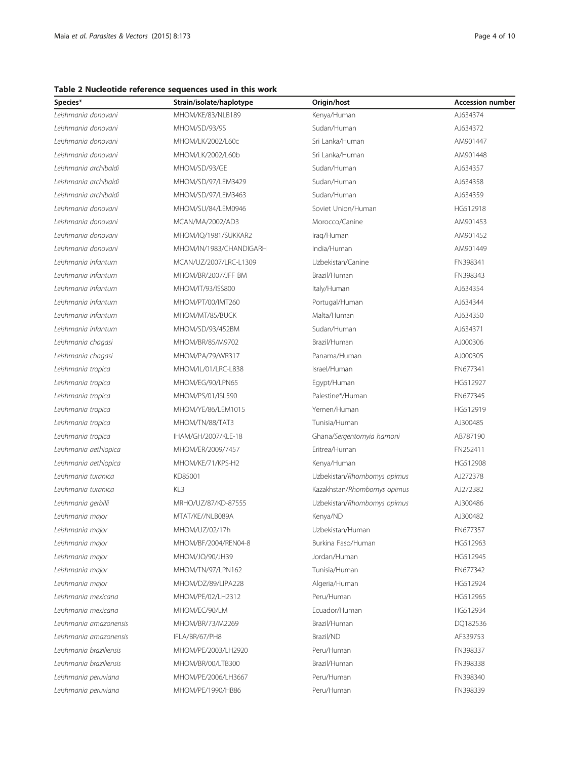**Table 2 Nucleotide reference sequences used in this work**

| Species* | Strain/isolate/haplotype | Origin/host | Accession number |
| --- | --- | --- | --- |
| *Leishmania donovani* | MHOM/KE/83/NLB189 | Kenya/Human | AJ634374 |
| *Leishmania donovani* | MHOM/SD/93/9S | Sudan/Human | AJ634372 |
| *Leishmania donovani* | MHOM/LK/2002/L60c | Sri Lanka/Human | AM901447 |
| *Leishmania donovani* | MHOM/LK/2002/L60b | Sri Lanka/Human | AM901448 |
| *Leishmania archibaldi* | MHOM/SD/93/GE | Sudan/Human | AJ634357 |
| *Leishmania archibaldi* | MHOM/SD/97/LEM3429 | Sudan/Human | AJ634358 |
| *Leishmania archibaldi* | MHOM/SD/97/LEM3463 | Sudan/Human | AJ634359 |
| *Leishmania donovani* | MHOM/SU/84/LEM0946 | Soviet Union/Human | HG512918 |
| *Leishmania donovani* | MCAN/MA/2002/AD3 | Morocco/Canine | AM901453 |
| *Leishmania donovani* | MHOM/IQ/1981/SUKKAR2 | Iraq/Human | AM901452 |
| *Leishmania donovani* | MHOM/IN/1983/CHANDIGARH | India/Human | AM901449 |
| *Leishmania infantum* | MCAN/UZ/2007/LRC-L1309 | Uzbekistan/Canine | FN398341 |
| *Leishmania infantum* | MHOM/BR/2007/JFF BM | Brazil/Human | FN398343 |
| *Leishmania infantum* | MHOM/IT/93/ISS800 | Italy/Human | AJ634354 |
| *Leishmania infantum* | MHOM/PT/00/IMT260 | Portugal/Human | AJ634344 |
| *Leishmania infantum* | MHOM/MT/85/BUCK | Malta/Human | AJ634350 |
| *Leishmania infantum* | MHOM/SD/93/452BM | Sudan/Human | AJ634371 |
| *Leishmania chagasi* | MHOM/BR/85/M9702 | Brazil/Human | AJ000306 |
| *Leishmania chagasi* | MHOM/PA/79/WR317 | Panama/Human | AJ000305 |
| *Leishmania tropica* | MHOM/IL/01/LRC-L838 | Israel/Human | FN677341 |
| *Leishmania tropica* | MHOM/EG/90/LPN65 | Egypt/Human | HG512927 |
| *Leishmania tropica* | MHOM/PS/01/ISL590 | Palestine*/Human | FN677345 |
| *Leishmania tropica* | MHOM/YE/86/LEM1015 | Yemen/Human | HG512919 |
| *Leishmania tropica* | MHOM/TN/88/TAT3 | Tunisia/Human | AJ300485 |
| *Leishmania tropica* | IHAM/GH/2007/KLE-18 | Ghana/*Sergentomyia hamoni* | AB787190 |
| *Leishmania aethiopica* | MHOM/ER/2009/7457 | Eritrea/Human | FN252411 |
| *Leishmania aethiopica* | MHOM/KE/71/KPS-H2 | Kenya/Human | HG512908 |
| *Leishmania turanica* | KD85001 | Uzbekistan/*Rhombomys opimus* | AJ272378 |
| *Leishmania turanica* | KL3 | Kazakhstan/*Rhombomys opimus* | AJ272382 |
| *Leishmania gerbilli* | MRHO/UZ/87/KD-87555 | Uzbekistan/*Rhombomys opimus* | AJ300486 |
| *Leishmania major* | MTAT/KE//NLB089A | Kenya/ND | AJ300482 |
| *Leishmania major* | MHOM/UZ/02/17h | Uzbekistan/Human | FN677357 |
| *Leishmania major* | MHOM/BF/2004/REN04-8 | Burkina Faso/Human | HG512963 |
| *Leishmania major* | MHOM/JO/90/JH39 | Jordan/Human | HG512945 |
| *Leishmania major* | MHOM/TN/97/LPN162 | Tunisia/Human | FN677342 |
| *Leishmania major* | MHOM/DZ/89/LIPA228 | Algeria/Human | HG512924 |
| *Leishmania mexicana* | MHOM/PE/02/LH2312 | Peru/Human | HG512965 |
| *Leishmania mexicana* | MHOM/EC/90/LM | Ecuador/Human | HG512934 |
| *Leishmania amazonensis* | MHOM/BR/73/M2269 | Brazil/Human | DQ182536 |
| *Leishmania amazonensis* | IFLA/BR/67/PH8 | Brazil/ND | AF339753 |
| *Leishmania braziliensis* | MHOM/PE/2003/LH2920 | Peru/Human | FN398337 |
| *Leishmania braziliensis* | MHOM/BR/00/LTB300 | Brazil/Human | FN398338 |
| *Leishmania peruviana* | MHOM/PE/2006/LH3667 | Peru/Human | FN398340 |
| *Leishmania peruviana* | MHOM/PE/1990/HB86 | Peru/Human | FN398339 |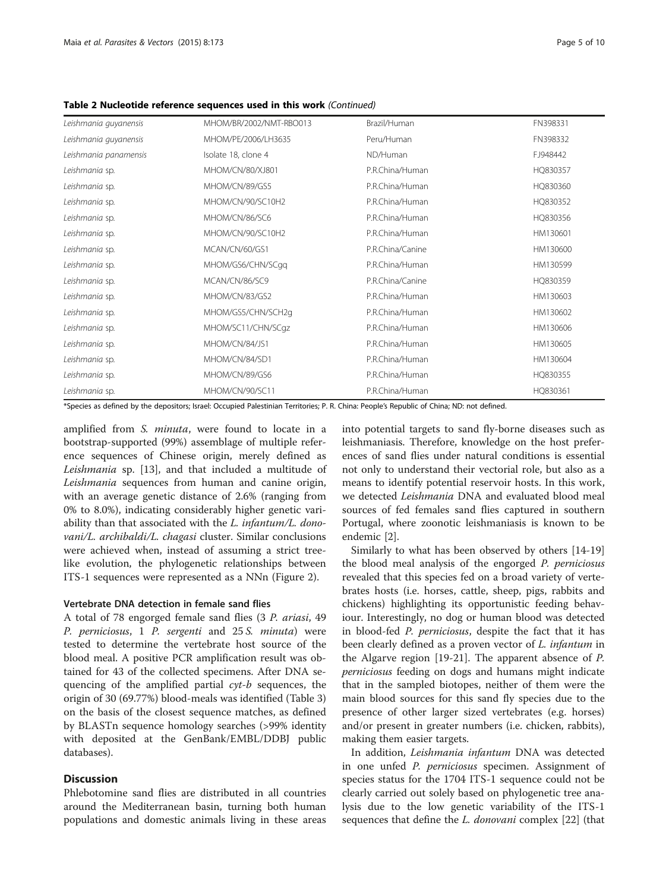**Table 2 Nucleotide reference sequences used in this work** *(Continued)*

| | | | |
|---|---|---|---|
| *Leishmania guyanensis* | MHOM/BR/2002/NMT-RBO013 | Brazil/Human | FN398331 |
| *Leishmania guyanensis* | MHOM/PE/2006/LH3635 | Peru/Human | FN398332 |
| *Leishmania panamensis* | Isolate 18, clone 4 | ND/Human | FJ948442 |
| *Leishmania* sp. | MHOM/CN/80/XJ801 | P.R.China/Human | HQ830357 |
| *Leishmania* sp. | MHOM/CN/89/GS5 | P.R.China/Human | HQ830360 |
| *Leishmania* sp. | MHOM/CN/90/SC10H2 | P.R.China/Human | HQ830352 |
| *Leishmania* sp. | MHOM/CN/86/SC6 | P.R.China/Human | HQ830356 |
| *Leishmania* sp. | MHOM/CN/90/SC10H2 | P.R.China/Human | HM130601 |
| *Leishmania* sp. | MCAN/CN/60/GS1 | P.R.China/Canine | HM130600 |
| *Leishmania* sp. | MHOM/GS6/CHN/SCgq | P.R.China/Human | HM130599 |
| *Leishmania* sp. | MCAN/CN/86/SC9 | P.R.China/Canine | HQ830359 |
| *Leishmania* sp. | MHOM/CN/83/GS2 | P.R.China/Human | HM130603 |
| *Leishmania* sp. | MHOM/GS5/CHN/SCH2g | P.R.China/Human | HM130602 |
| *Leishmania* sp. | MHOM/SC11/CHN/SCgz | P.R.China/Human | HM130606 |
| *Leishmania* sp. | MHOM/CN/84/JS1 | P.R.China/Human | HM130605 |
| *Leishmania* sp. | MHOM/CN/84/SD1 | P.R.China/Human | HM130604 |
| *Leishmania* sp. | MHOM/CN/89/GS6 | P.R.China/Human | HQ830355 |
| *Leishmania* sp. | MHOM/CN/90/SC11 | P.R.China/Human | HQ830361 |

*Species as defined by the depositors; Israel: Occupied Palestinian Territories; P. R. China: People's Republic of China; ND: not defined.

amplified from *S. minuta*, were found to locate in a bootstrap-supported (99%) assemblage of multiple reference sequences of Chinese origin, merely defined as *Leishmania* sp. [13], and that included a multitude of *Leishmania* sequences from human and canine origin, with an average genetic distance of 2.6% (ranging from 0% to 8.0%), indicating considerably higher genetic variability than that associated with the *L. infantum/L. donovani/L. archibaldi/L. chagasi* cluster. Similar conclusions were achieved when, instead of assuming a strict tree-like evolution, the phylogenetic relationships between ITS-1 sequences were represented as a NNn (Figure 2).

### Vertebrate DNA detection in female sand flies

A total of 78 engorged female sand flies (3 *P. ariasi*, 49 *P. perniciosus*, 1 *P. sergenti* and 25 *S. minuta*) were tested to determine the vertebrate host source of the blood meal. A positive PCR amplification result was obtained for 43 of the collected specimens. After DNA sequencing of the amplified partial *cyt-b* sequences, the origin of 30 (69.77%) blood-meals was identified (Table 3) on the basis of the closest sequence matches, as defined by BLASTn sequence homology searches (>99% identity with deposited at the GenBank/EMBL/DDBJ public databases).

## Discussion

Phlebotomine sand flies are distributed in all countries around the Mediterranean basin, turning both human populations and domestic animals living in these areas into potential targets to sand fly-borne diseases such as leishmaniasis. Therefore, knowledge on the host preferences of sand flies under natural conditions is essential not only to understand their vectorial role, but also as a means to identify potential reservoir hosts. In this work, we detected *Leishmania* DNA and evaluated blood meal sources of fed females sand flies captured in southern Portugal, where zoonotic leishmaniasis is known to be endemic [2].

Similarly to what has been observed by others [14-19] the blood meal analysis of the engorged *P. perniciosus* revealed that this species fed on a broad variety of vertebrates hosts (i.e. horses, cattle, sheep, pigs, rabbits and chickens) highlighting its opportunistic feeding behaviour. Interestingly, no dog or human blood was detected in blood-fed *P. perniciosus*, despite the fact that it has been clearly defined as a proven vector of *L. infantum* in the Algarve region [19-21]. The apparent absence of *P. perniciosus* feeding on dogs and humans might indicate that in the sampled biotopes, neither of them were the main blood sources for this sand fly species due to the presence of other larger sized vertebrates (e.g. horses) and/or present in greater numbers (i.e. chicken, rabbits), making them easier targets.

In addition, *Leishmania infantum* DNA was detected in one unfed *P. perniciosus* specimen. Assignment of species status for the 1704 ITS-1 sequence could not be clearly carried out solely based on phylogenetic tree analysis due to the low genetic variability of the ITS-1 sequences that define the *L. donovani* complex [22] (that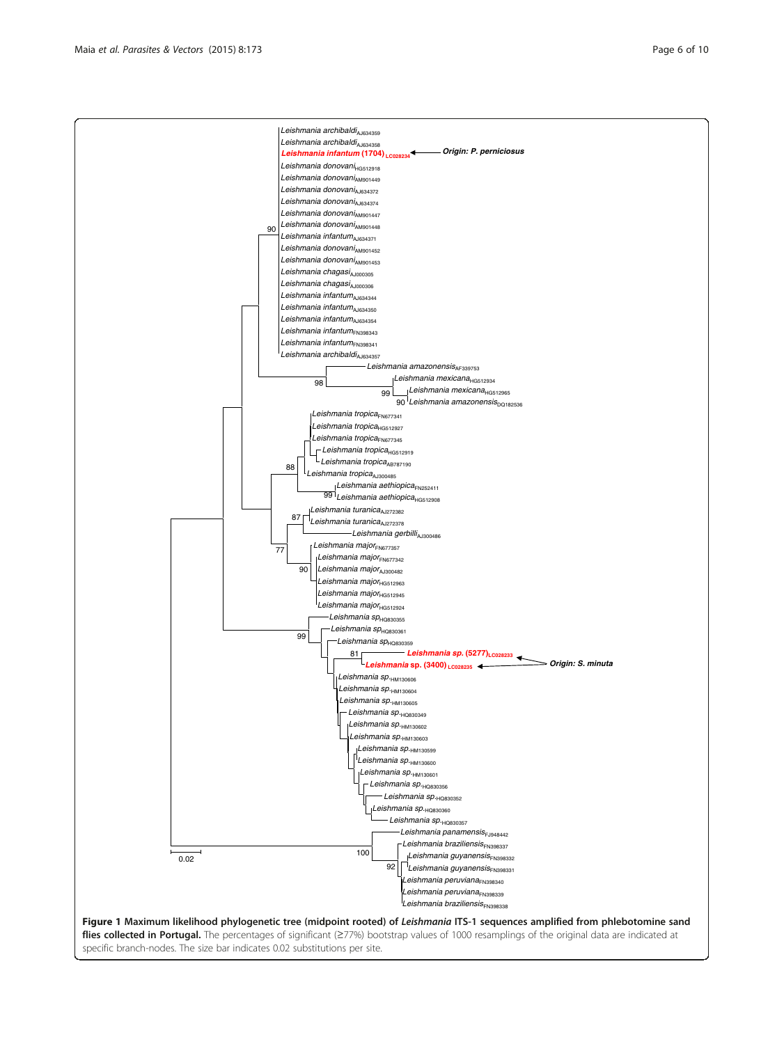**Figure 1 Maximum likelihood phylogenetic tree (midpoint rooted) of *Leishmania* ITS-1 sequences amplified from phlebotomine sand flies collected in Portugal.** The percentages of significant (≥77%) bootstrap values of 1000 resamplings of the original data are indicated at specific branch-nodes. The size bar indicates 0.02 substitutions per site.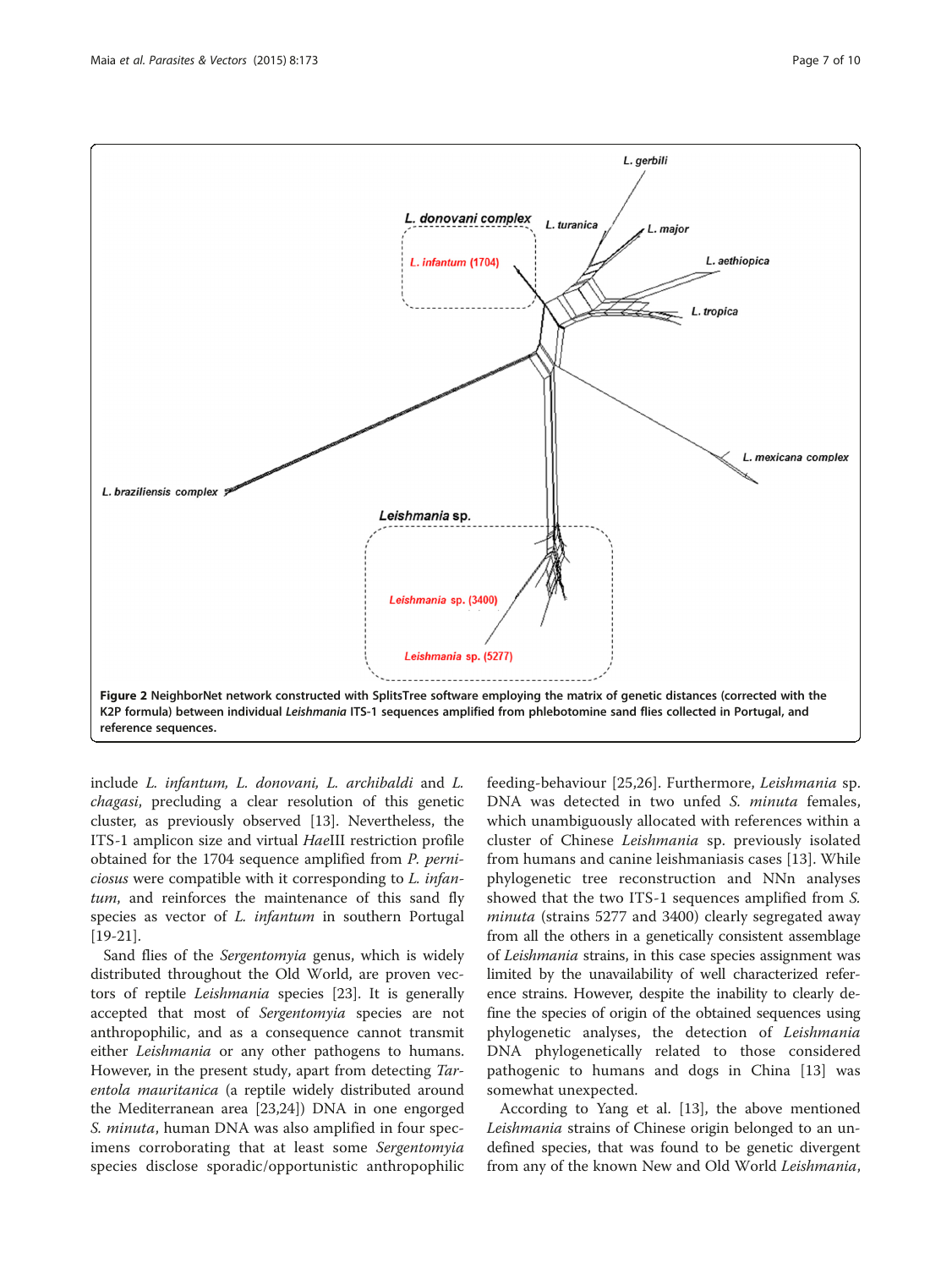**Figure 2** NeighborNet network constructed with SplitsTree software employing the matrix of genetic distances (corrected with the K2P formula) between individual *Leishmania* ITS-1 sequences amplified from phlebotomine sand flies collected in Portugal, and reference sequences.

include *L. infantum, L. donovani, L. archibaldi* and *L. chagasi*, precluding a clear resolution of this genetic cluster, as previously observed [13]. Nevertheless, the ITS-1 amplicon size and virtual *Hae*III restriction profile obtained for the 1704 sequence amplified from *P. perniciosus* were compatible with it corresponding to *L. infantum*, and reinforces the maintenance of this sand fly species as vector of *L. infantum* in southern Portugal [19-21].

Sand flies of the *Sergentomyia* genus, which is widely distributed throughout the Old World, are proven vectors of reptile *Leishmania* species [23]. It is generally accepted that most of *Sergentomyia* species are not anthropophilic, and as a consequence cannot transmit either *Leishmania* or any other pathogens to humans. However, in the present study, apart from detecting *Tarentola mauritanica* (a reptile widely distributed around the Mediterranean area [23,24]) DNA in one engorged *S. minuta*, human DNA was also amplified in four specimens corroborating that at least some *Sergentomyia* species disclose sporadic/opportunistic anthropophilic feeding-behaviour [25,26]. Furthermore, *Leishmania* sp. DNA was detected in two unfed *S. minuta* females, which unambiguously allocated with references within a cluster of Chinese *Leishmania* sp. previously isolated from humans and canine leishmaniasis cases [13]. While phylogenetic tree reconstruction and NNn analyses showed that the two ITS-1 sequences amplified from *S. minuta* (strains 5277 and 3400) clearly segregated away from all the others in a genetically consistent assemblage of *Leishmania* strains, in this case species assignment was limited by the unavailability of well characterized reference strains. However, despite the inability to clearly define the species of origin of the obtained sequences using phylogenetic analyses, the detection of *Leishmania* DNA phylogenetically related to those considered pathogenic to humans and dogs in China [13] was somewhat unexpected.

According to Yang et al. [13], the above mentioned *Leishmania* strains of Chinese origin belonged to an undefined species, that was found to be genetic divergent from any of the known New and Old World *Leishmania*,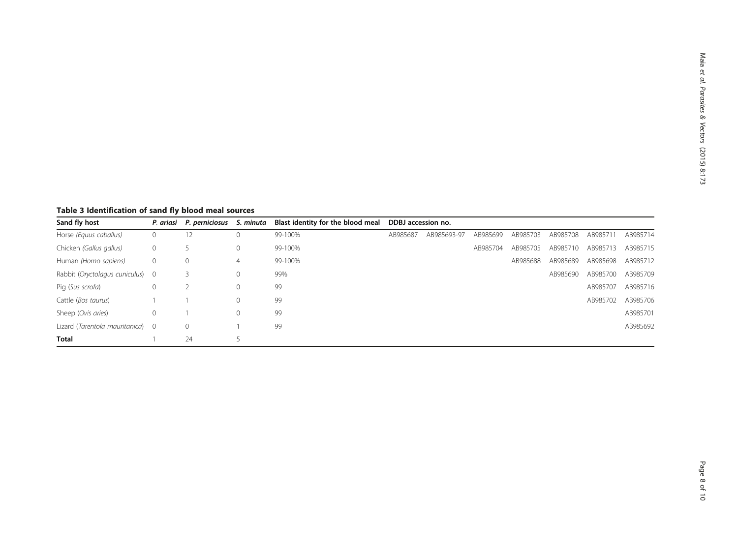**Table 3 Identification of sand fly blood meal sources**

| Sand fly host | *P. ariasi* | *P. perniciosus* | *S. minuta* | Blast identity for the blood meal | DDBJ accession no. | | | | | | |
|---|---|---|---|---|---|---|---|---|---|---|---|
| Horse *(Equus caballus)* | 0 | 12 | 0 | 99-100% | AB985687 | AB985693-97 | AB985699 | AB985703 | AB985708 | AB985711 | AB985714 |
| Chicken *(Gallus gallus)* | 0 | 5 | 0 | 99-100% | | | AB985704 | AB985705 | AB985710 | AB985713 | AB985715 |
| Human *(Homo sapiens)* | 0 | 0 | 4 | 99-100% | | | | AB985688 | AB985689 | AB985698 | AB985712 |
| Rabbit *(Oryctolagus cuniculus)* | 0 | 3 | 0 | 99% | | | | | AB985690 | AB985700 | AB985709 |
| Pig (*Sus scrofa*) | 0 | 2 | 0 | 99 | | | | | | AB985707 | AB985716 |
| Cattle (*Bos taurus*) | 1 | 1 | 0 | 99 | | | | | | AB985702 | AB985706 |
| Sheep (*Ovis aries*) | 0 | 1 | 0 | 99 | | | | | | | AB985701 |
| Lizard (*Tarentola mauritanica*) | 0 | 0 | 1 | 99 | | | | | | | AB985692 |
| **Total** | 1 | 24 | 5 | | | | | | | | |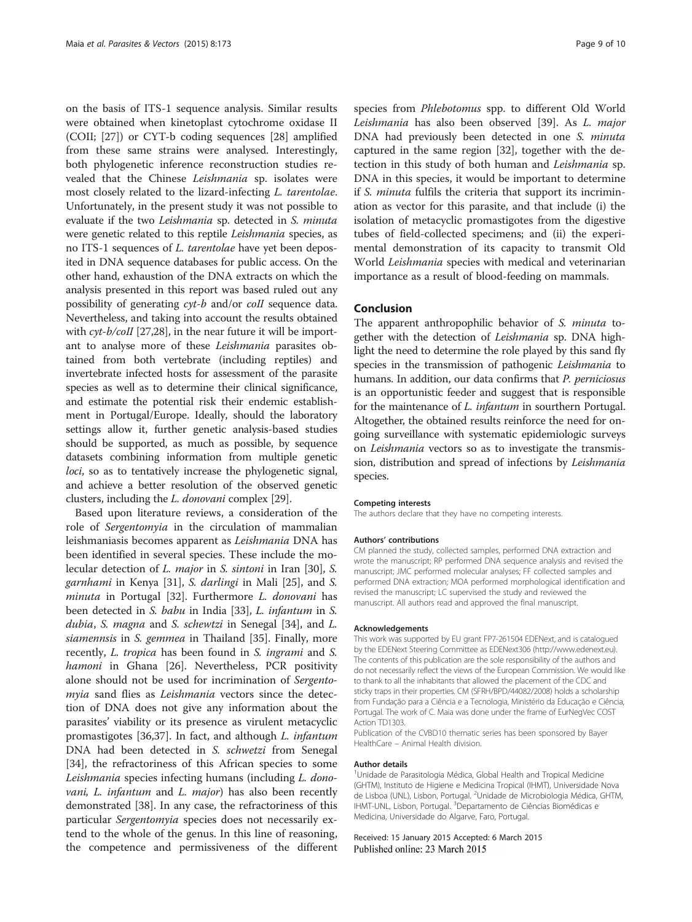on the basis of ITS-1 sequence analysis. Similar results were obtained when kinetoplast cytochrome oxidase II (COII; [27]) or CYT-b coding sequences [28] amplified from these same strains were analysed. Interestingly, both phylogenetic inference reconstruction studies revealed that the Chinese *Leishmania* sp. isolates were most closely related to the lizard-infecting *L. tarentolae*. Unfortunately, in the present study it was not possible to evaluate if the two *Leishmania* sp. detected in *S. minuta* were genetic related to this reptile *Leishmania* species, as no ITS-1 sequences of *L. tarentolae* have yet been deposited in DNA sequence databases for public access. On the other hand, exhaustion of the DNA extracts on which the analysis presented in this report was based ruled out any possibility of generating *cyt-b* and/or *coII* sequence data. Nevertheless, and taking into account the results obtained with *cyt-b/coII* [27,28], in the near future it will be important to analyse more of these *Leishmania* parasites obtained from both vertebrate (including reptiles) and invertebrate infected hosts for assessment of the parasite species as well as to determine their clinical significance, and estimate the potential risk their endemic establishment in Portugal/Europe. Ideally, should the laboratory settings allow it, further genetic analysis-based studies should be supported, as much as possible, by sequence datasets combining information from multiple genetic *loci*, so as to tentatively increase the phylogenetic signal, and achieve a better resolution of the observed genetic clusters, including the *L. donovani* complex [29].

Based upon literature reviews, a consideration of the role of *Sergentomyia* in the circulation of mammalian leishmaniasis becomes apparent as *Leishmania* DNA has been identified in several species. These include the molecular detection of *L. major* in *S. sintoni* in Iran [30], *S. garnhami* in Kenya [31], *S. darlingi* in Mali [25], and *S. minuta* in Portugal [32]. Furthermore *L. donovani* has been detected in *S. babu* in India [33], *L. infantum* in *S. dubia*, *S. magna* and *S. schewtzi* in Senegal [34], and *L. siamennsis* in *S. gemmea* in Thailand [35]. Finally, more recently, *L. tropica* has been found in *S. ingrami* and *S. hamoni* in Ghana [26]. Nevertheless, PCR positivity alone should not be used for incrimination of *Sergentomyia* sand flies as *Leishmania* vectors since the detection of DNA does not give any information about the parasites' viability or its presence as virulent metacyclic promastigotes [36,37]. In fact, and although *L. infantum* DNA had been detected in *S. schwetzi* from Senegal [34], the refractoriness of this African species to some *Leishmania* species infecting humans (including *L. donovani, L. infantum* and *L. major*) has also been recently demonstrated [38]. In any case, the refractoriness of this particular *Sergentomyia* species does not necessarily extend to the whole of the genus. In this line of reasoning, the competence and permissiveness of the different species from *Phlebotomus* spp. to different Old World *Leishmania* has also been observed [39]. As *L. major* DNA had previously been detected in one *S. minuta* captured in the same region [32], together with the detection in this study of both human and *Leishmania* sp. DNA in this species, it would be important to determine if *S. minuta* fulfils the criteria that support its incrimination as vector for this parasite, and that include (i) the isolation of metacyclic promastigotes from the digestive tubes of field-collected specimens; and (ii) the experimental demonstration of its capacity to transmit Old World *Leishmania* species with medical and veterinarian importance as a result of blood-feeding on mammals.

## Conclusion

The apparent anthropophilic behavior of *S. minuta* together with the detection of *Leishmania* sp. DNA highlight the need to determine the role played by this sand fly species in the transmission of pathogenic *Leishmania* to humans. In addition, our data confirms that *P. perniciosus* is an opportunistic feeder and suggest that is responsible for the maintenance of *L. infantum* in sourthern Portugal. Altogether, the obtained results reinforce the need for ongoing surveillance with systematic epidemiologic surveys on *Leishmania* vectors so as to investigate the transmission, distribution and spread of infections by *Leishmania* species.

#### Competing interests

The authors declare that they have no competing interests.

#### Authors' contributions

CM planned the study, collected samples, performed DNA extraction and wrote the manuscript; RP performed DNA sequence analysis and revised the manuscript; JMC performed molecular analyses; FF collected samples and performed DNA extraction; MOA performed morphological identification and revised the manuscript; LC supervised the study and reviewed the manuscript. All authors read and approved the final manuscript.

#### Acknowledgements

This work was supported by EU grant FP7-261504 EDENext, and is catalogued by the EDENext Steering Committee as EDENext306 (http://www.edenext.eu). The contents of this publication are the sole responsibility of the authors and do not necessarily reflect the views of the European Commission. We would like to thank to all the inhabitants that allowed the placement of the CDC and sticky traps in their properties. CM (SFRH/BPD/44082/2008) holds a scholarship from Fundação para a Ciência e a Tecnologia, Ministério da Educação e Ciência, Portugal. The work of C. Maia was done under the frame of EurNegVec COST Action TD1303.

Publication of the CVBD10 thematic series has been sponsored by Bayer HealthCare – Animal Health division.

#### Author details

[1]Unidade de Parasitologia Médica, Global Health and Tropical Medicine (GHTM), Instituto de Higiene e Medicina Tropical (IHMT), Universidade Nova de Lisboa (UNL), Lisbon, Portugal. [2]Unidade de Microbiologia Médica, GHTM, IHMT-UNL, Lisbon, Portugal. [3]Departamento de Ciências Biomédicas e Medicina, Universidade do Algarve, Faro, Portugal.

Received: 15 January 2015 Accepted: 6 March 2015
Published online: 23 March 2015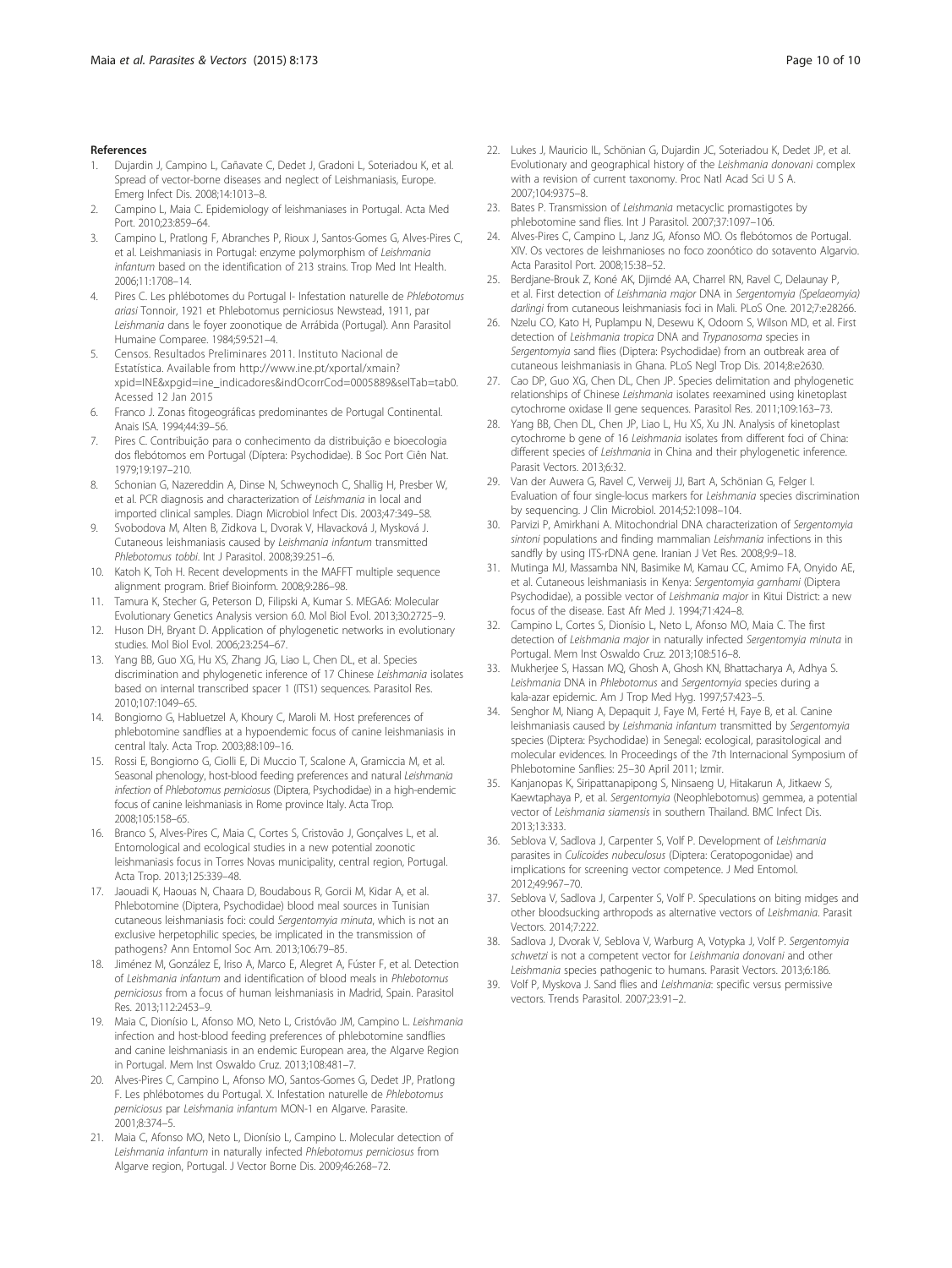## References

1. Dujardin J, Campino L, Cañavate C, Dedet J, Gradoni L, Soteriadou K, et al. Spread of vector-borne diseases and neglect of Leishmaniasis, Europe. Emerg Infect Dis. 2008;14:1013–8.
2. Campino L, Maia C. Epidemiology of leishmaniases in Portugal. Acta Med Port. 2010;23:859–64.
3. Campino L, Pratlong F, Abranches P, Rioux J, Santos-Gomes G, Alves-Pires C, et al. Leishmaniasis in Portugal: enzyme polymorphism of *Leishmania infantum* based on the identification of 213 strains. Trop Med Int Health. 2006;11:1708–14.
4. Pires C. Les phlébotomes du Portugal I- Infestation naturelle de *Phlebotomus ariasi* Tonnoir, 1921 et Phlebotomus perniciosus Newstead, 1911, par *Leishmania* dans le foyer zoonotique de Arrábida (Portugal). Ann Parasitol Humaine Comparee. 1984;59:521–4.
5. Censos. Resultados Preliminares 2011. Instituto Nacional de Estatística. Available from http://www.ine.pt/xportal/xmain?xpid=INE&xpgid=ine_indicadores&indOcorrCod=0005889&selTab=tab0. Acessed 12 Jan 2015
6. Franco J. Zonas fitogeográficas predominantes de Portugal Continental. Anais ISA. 1994;44:39–56.
7. Pires C. Contribuição para o conhecimento da distribuição e bioecologia dos flebótomos em Portugal (Díptera: Psychodidae). B Soc Port Ciên Nat. 1979;19:197–210.
8. Schonian G, Nazereddin A, Dinse N, Schweynoch C, Shallig H, Presber W, et al. PCR diagnosis and characterization of *Leishmania* in local and imported clinical samples. Diagn Microbiol Infect Dis. 2003;47:349–58.
9. Svobodova M, Alten B, Zidkova L, Dvorak V, Hlavacková J, Mysková J. Cutaneous leishmaniasis caused by *Leishmania infantum* transmitted *Phlebotomus tobbi*. Int J Parasitol. 2008;39:251–6.
10. Katoh K, Toh H. Recent developments in the MAFFT multiple sequence alignment program. Brief Bioinform. 2008;9:286–98.
11. Tamura K, Stecher G, Peterson D, Filipski A, Kumar S. MEGA6: Molecular Evolutionary Genetics Analysis version 6.0. Mol Biol Evol. 2013;30:2725–9.
12. Huson DH, Bryant D. Application of phylogenetic networks in evolutionary studies. Mol Biol Evol. 2006;23:254–67.
13. Yang BB, Guo XG, Hu XS, Zhang JG, Liao L, Chen DL, et al. Species discrimination and phylogenetic inference of 17 Chinese *Leishmania* isolates based on internal transcribed spacer 1 (ITS1) sequences. Parasitol Res. 2010;107:1049–65.
14. Bongiorno G, Habluetzel A, Khoury C, Maroli M. Host preferences of phlebotomine sandflies at a hypoendemic focus of canine leishmaniasis in central Italy. Acta Trop. 2003;88:109–16.
15. Rossi E, Bongiorno G, Ciolli E, Di Muccio T, Scalone A, Gramiccia M, et al. Seasonal phenology, host-blood feeding preferences and natural *Leishmania infection* of *Phlebotomus perniciosus* (Diptera, Psychodidae) in a high-endemic focus of canine leishmaniasis in Rome province Italy. Acta Trop. 2008;105:158–65.
16. Branco S, Alves-Pires C, Maia C, Cortes S, Cristovão J, Gonçalves L, et al. Entomological and ecological studies in a new potential zoonotic leishmaniasis focus in Torres Novas municipality, central region, Portugal. Acta Trop. 2013;125:339–48.
17. Jaouadi K, Haouas N, Chaara D, Boudabous R, Gorcii M, Kidar A, et al. Phlebotomine (Diptera, Psychodidae) blood meal sources in Tunisian cutaneous leishmaniasis foci: could *Sergentomyia minuta*, which is not an exclusive herpetophilic species, be implicated in the transmission of pathogens? Ann Entomol Soc Am. 2013;106:79–85.
18. Jiménez M, González E, Iriso A, Marco E, Alegret A, Fúster F, et al. Detection of *Leishmania infantum* and identification of blood meals in *Phlebotomus perniciosus* from a focus of human leishmaniasis in Madrid, Spain. Parasitol Res. 2013;112:2453–9.
19. Maia C, Dionísio L, Afonso MO, Neto L, Cristóvão JM, Campino L. *Leishmania* infection and host-blood feeding preferences of phlebotomine sandflies and canine leishmaniasis in an endemic European area, the Algarve Region in Portugal. Mem Inst Oswaldo Cruz. 2013;108:481–7.
20. Alves-Pires C, Campino L, Afonso MO, Santos-Gomes G, Dedet JP, Pratlong F. Les phlébotomes du Portugal. X. Infestation naturelle de *Phlebotomus perniciosus* par *Leishmania infantum* MON-1 en Algarve. Parasite. 2001;8:374–5.
21. Maia C, Afonso MO, Neto L, Dionísio L, Campino L. Molecular detection of *Leishmania infantum* in naturally infected *Phlebotomus perniciosus* from Algarve region, Portugal. J Vector Borne Dis. 2009;46:268–72.
22. Lukes J, Mauricio IL, Schönian G, Dujardin JC, Soteriadou K, Dedet JP, et al. Evolutionary and geographical history of the *Leishmania donovani* complex with a revision of current taxonomy. Proc Natl Acad Sci U S A. 2007;104:9375–8.
23. Bates P. Transmission of *Leishmania* metacyclic promastigotes by phlebotomine sand flies. Int J Parasitol. 2007;37:1097–106.
24. Alves-Pires C, Campino L, Janz JG, Afonso MO. Os flebótomos de Portugal. XIV. Os vectores de leishmanioses no foco zoonótico do sotavento Algarvio. Acta Parasitol Port. 2008;15:38–52.
25. Berdjane-Brouk Z, Koné AK, Djimdé AA, Charrel RN, Ravel C, Delaunay P, et al. First detection of *Leishmania major* DNA in *Sergentomyia (Spelaeomyia) darlingi* from cutaneous leishmaniasis foci in Mali. PLoS One. 2012;7:e28266.
26. Nzelu CO, Kato H, Puplampu N, Desewu K, Odoom S, Wilson MD, et al. First detection of *Leishmania tropica* DNA and *Trypanosoma* species in *Sergentomyia* sand flies (Diptera: Psychodidae) from an outbreak area of cutaneous leishmaniasis in Ghana. PLoS Negl Trop Dis. 2014;8:e2630.
27. Cao DP, Guo XG, Chen DL, Chen JP. Species delimitation and phylogenetic relationships of Chinese *Leishmania* isolates reexamined using kinetoplast cytochrome oxidase II gene sequences. Parasitol Res. 2011;109:163–73.
28. Yang BB, Chen DL, Chen JP, Liao L, Hu XS, Xu JN. Analysis of kinetoplast cytochrome b gene of 16 *Leishmania* isolates from different foci of China: different species of *Leishmania* in China and their phylogenetic inference. Parasit Vectors. 2013;6:32.
29. Van der Auwera G, Ravel C, Verweij JJ, Bart A, Schönian G, Felger I. Evaluation of four single-locus markers for *Leishmania* species discrimination by sequencing. J Clin Microbiol. 2014;52:1098–104.
30. Parvizi P, Amirkhani A. Mitochondrial DNA characterization of *Sergentomyia sintoni* populations and finding mammalian *Leishmania* infections in this sandfly by using ITS-rDNA gene. Iranian J Vet Res. 2008;9:9–18.
31. Mutinga MJ, Massamba NN, Basimike M, Kamau CC, Amimo FA, Onyido AE, et al. Cutaneous leishmaniasis in Kenya: *Sergentomyia garnhami* (Diptera Psychodidae), a possible vector of *Leishmania major* in Kitui District: a new focus of the disease. East Afr Med J. 1994;71:424–8.
32. Campino L, Cortes S, Dionísio L, Neto L, Afonso MO, Maia C. The first detection of *Leishmania major* in naturally infected *Sergentomyia minuta* in Portugal. Mem Inst Oswaldo Cruz. 2013;108:516–8.
33. Mukherjee S, Hassan MQ, Ghosh A, Ghosh KN, Bhattacharya A, Adhya S. *Leishmania* DNA in *Phlebotomus* and *Sergentomyia* species during a kala-azar epidemic. Am J Trop Med Hyg. 1997;57:423–5.
34. Senghor M, Niang A, Depaquit J, Faye M, Ferté H, Faye B, et al. Canine leishmaniasis caused by *Leishmania infantum* transmitted by *Sergentomyia* species (Diptera: Psychodidae) in Senegal: ecological, parasitological and molecular evidences. In Proceedings of the 7th Internacional Symposium of Phlebotomine Sanflies: 25–30 April 2011; Izmir.
35. Kanjanopas K, Siripattanapipong S, Ninsaeng U, Hitakarun A, Jitkaew S, Kaewtaphaya P, et al. *Sergentomyia* (Neophlebotomus) gemmea, a potential vector of *Leishmania siamensis* in southern Thailand. BMC Infect Dis. 2013;13:333.
36. Seblova V, Sadlova J, Carpenter S, Volf P. Development of *Leishmania* parasites in *Culicoides nubeculosus* (Diptera: Ceratopogonidae) and implications for screening vector competence. J Med Entomol. 2012;49:967–70.
37. Seblova V, Sadlova J, Carpenter S, Volf P. Speculations on biting midges and other bloodsucking arthropods as alternative vectors of *Leishmania*. Parasit Vectors. 2014;7:222.
38. Sadlova J, Dvorak V, Seblova V, Warburg A, Votypka J, Volf P. *Sergentomyia schwetzi* is not a competent vector for *Leishmania donovani* and other *Leishmania* species pathogenic to humans. Parasit Vectors. 2013;6:186.
39. Volf P, Myskova J. Sand flies and *Leishmania*: specific versus permissive vectors. Trends Parasitol. 2007;23:91–2.